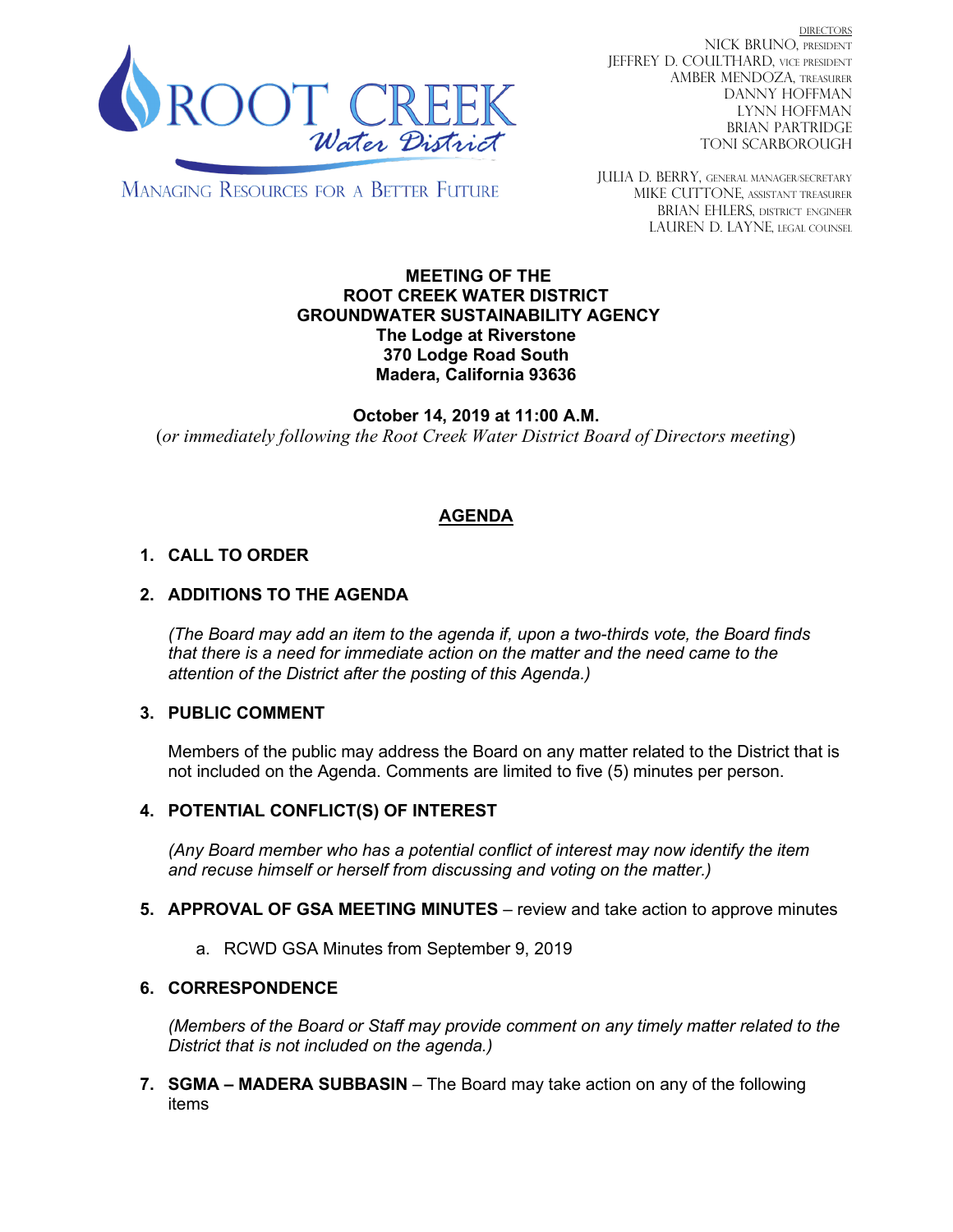ROOT CREEK
*Water District*

MANAGING RESOURCES FOR A BETTER FUTURE

DIRECTORS
NICK BRUNO, PRESIDENT
JEFFREY D. COULTHARD, VICE PRESIDENT
AMBER MENDOZA, TREASURER
DANNY HOFFMAN
LYNN HOFFMAN
BRIAN PARTRIDGE
TONI SCARBOROUGH

JULIA D. BERRY, GENERAL MANAGER/SECRETARY
MIKE CUTTONE, ASSISTANT TREASURER
BRIAN EHLERS, DISTRICT ENGINEER
LAUREN D. LAYNE, LEGAL COUNSEL

**MEETING OF THE**
**ROOT CREEK WATER DISTRICT**
**GROUNDWATER SUSTAINABILITY AGENCY**
**The Lodge at Riverstone**
**370 Lodge Road South**
**Madera, California 93636**

**October 14, 2019 at 11:00 A.M.**
(*or immediately following the Root Creek Water District Board of Directors meeting*)

## AGENDA

1. **CALL TO ORDER**

2. **ADDITIONS TO THE AGENDA**

   *(The Board may add an item to the agenda if, upon a two-thirds vote, the Board finds that there is a need for immediate action on the matter and the need came to the attention of the District after the posting of this Agenda.)*

3. **PUBLIC COMMENT**

   Members of the public may address the Board on any matter related to the District that is not included on the Agenda. Comments are limited to five (5) minutes per person.

4. **POTENTIAL CONFLICT(S) OF INTEREST**

   *(Any Board member who has a potential conflict of interest may now identify the item and recuse himself or herself from discussing and voting on the matter.)*

5. **APPROVAL OF GSA MEETING MINUTES** – review and take action to approve minutes

   a. RCWD GSA Minutes from September 9, 2019

6. **CORRESPONDENCE**

   *(Members of the Board or Staff may provide comment on any timely matter related to the District that is not included on the agenda.)*

7. **SGMA – MADERA SUBBASIN** – The Board may take action on any of the following items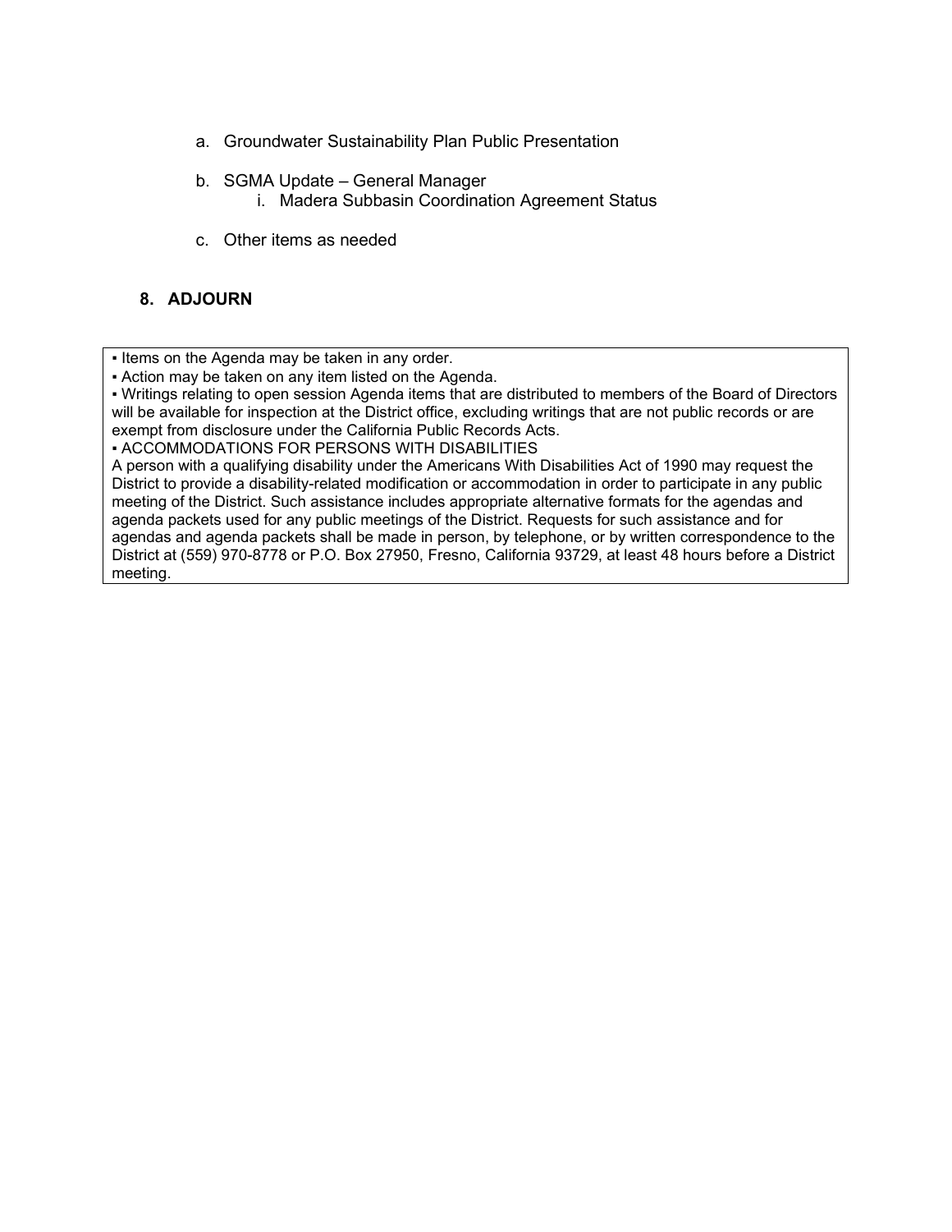a. Groundwater Sustainability Plan Public Presentation

b. SGMA Update – General Manager
    i. Madera Subbasin Coordination Agreement Status

c. Other items as needed

**8. ADJOURN**

- Items on the Agenda may be taken in any order.
- Action may be taken on any item listed on the Agenda.
- Writings relating to open session Agenda items that are distributed to members of the Board of Directors will be available for inspection at the District office, excluding writings that are not public records or are exempt from disclosure under the California Public Records Acts.
- ACCOMMODATIONS FOR PERSONS WITH DISABILITIES

A person with a qualifying disability under the Americans With Disabilities Act of 1990 may request the District to provide a disability-related modification or accommodation in order to participate in any public meeting of the District. Such assistance includes appropriate alternative formats for the agendas and agenda packets used for any public meetings of the District. Requests for such assistance and for agendas and agenda packets shall be made in person, by telephone, or by written correspondence to the District at (559) 970-8778 or P.O. Box 27950, Fresno, California 93729, at least 48 hours before a District meeting.